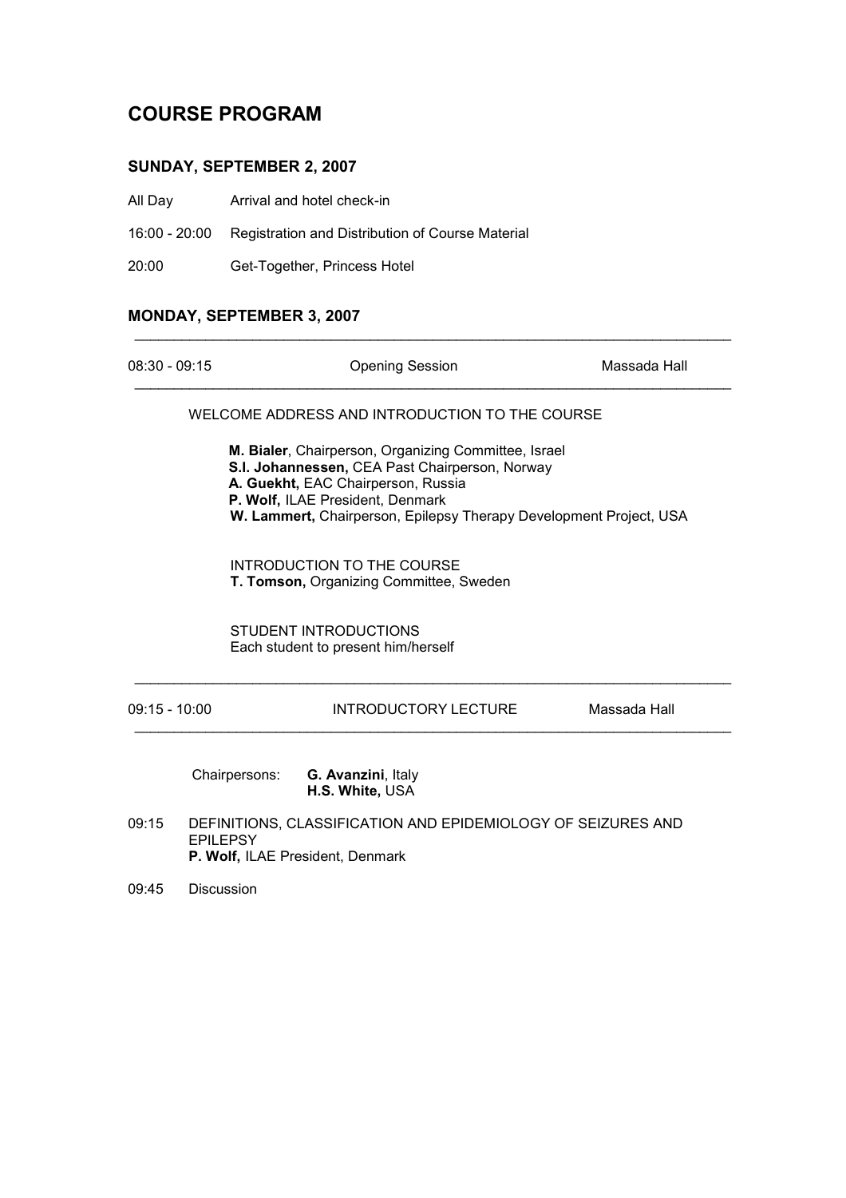# COURSE PROGRAM

## SUNDAY, SEPTEMBER 2, 2007

All Day Arrival and hotel check-in

16:00 - 20:00 Registration and Distribution of Course Material

20:00 Get-Together, Princess Hotel

## MONDAY, SEPTEMBER 3, 2007

---

08:30 - 09:15 Opening Session Massada Hall

---

WELCOME ADDRESS AND INTRODUCTION TO THE COURSE

**M. Bialer**, Chairperson, Organizing Committee, Israel
**S.I. Johannessen,** CEA Past Chairperson, Norway
**A. Guekht,** EAC Chairperson, Russia
**P. Wolf,** ILAE President, Denmark
**W. Lammert,** Chairperson, Epilepsy Therapy Development Project, USA

INTRODUCTION TO THE COURSE
**T. Tomson,** Organizing Committee, Sweden

STUDENT INTRODUCTIONS
Each student to present him/herself

---

09:15 - 10:00 INTRODUCTORY LECTURE Massada Hall

---

Chairpersons: **G. Avanzini**, Italy
**H.S. White,** USA

09:15 DEFINITIONS, CLASSIFICATION AND EPIDEMIOLOGY OF SEIZURES AND EPILEPSY
**P. Wolf,** ILAE President, Denmark

09:45 Discussion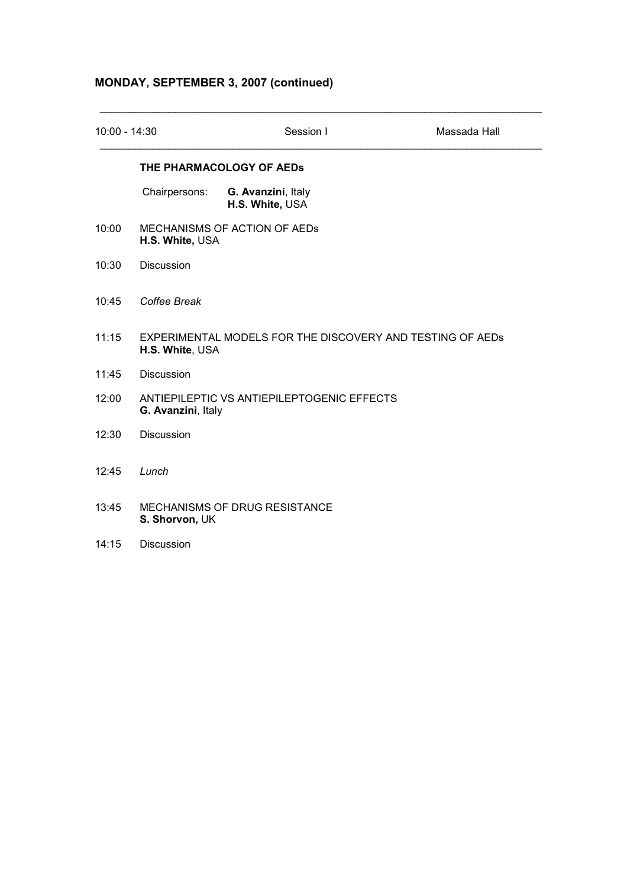## MONDAY, SEPTEMBER 3, 2007 (continued)

---

10:00 - 14:30 Session I Massada Hall

---

### THE PHARMACOLOGY OF AEDs

Chairpersons: **G. Avanzini**, Italy
**H.S. White,** USA

10:00 MECHANISMS OF ACTION OF AEDs
**H.S. White,** USA

10:30 Discussion

10:45 *Coffee Break*

11:15 EXPERIMENTAL MODELS FOR THE DISCOVERY AND TESTING OF AEDs
**H.S. White**, USA

11:45 Discussion

12:00 ANTIEPILEPTIC VS ANTIEPILEPTOGENIC EFFECTS
**G. Avanzini**, Italy

12:30 Discussion

12:45 *Lunch*

13:45 MECHANISMS OF DRUG RESISTANCE
**S. Shorvon,** UK

14:15 Discussion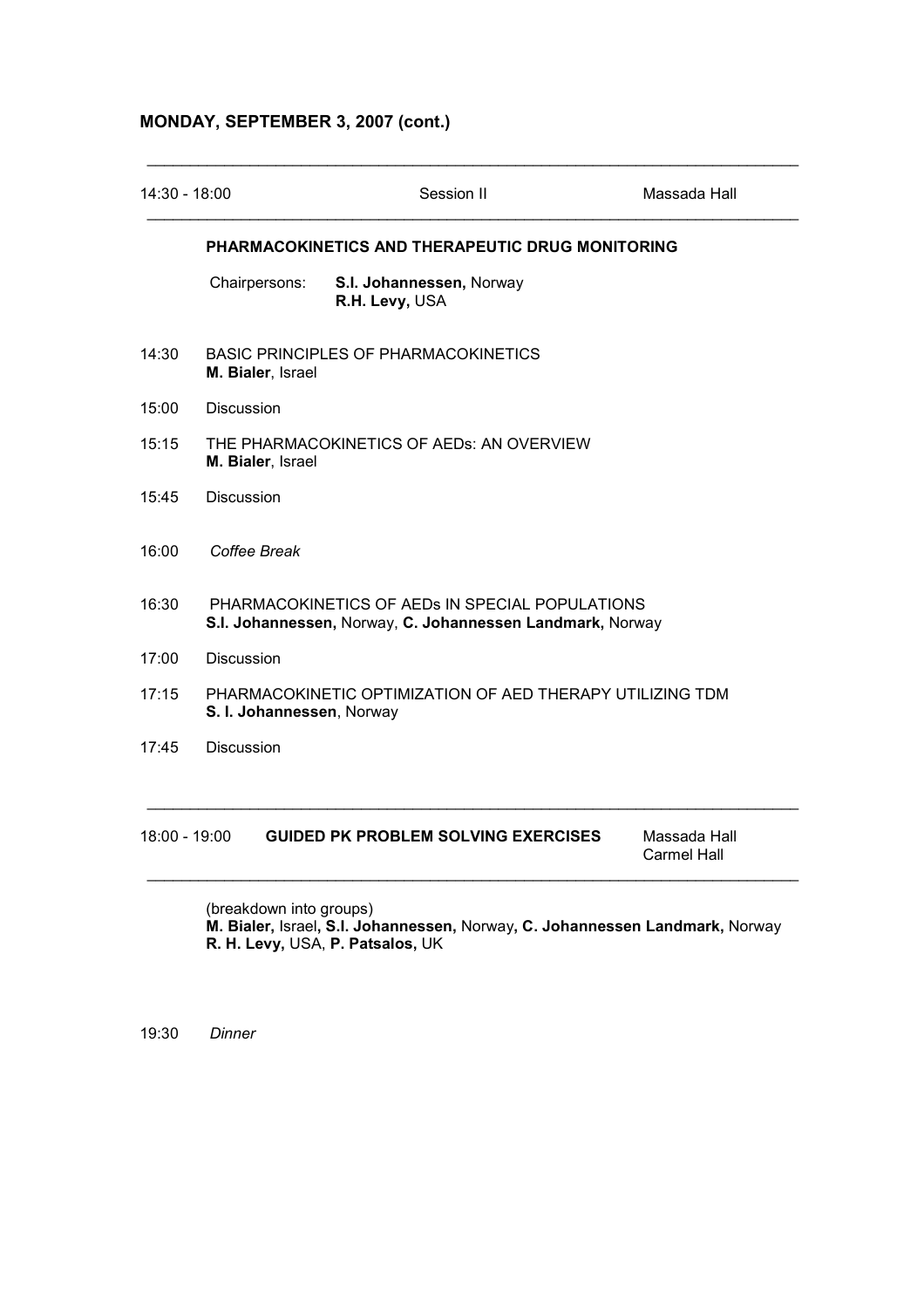## MONDAY, SEPTEMBER 3, 2007 (cont.)

---

14:30 - 18:00 Session II Massada Hall

---

**PHARMACOKINETICS AND THERAPEUTIC DRUG MONITORING**

Chairpersons: **S.I. Johannessen,** Norway
**R.H. Levy,** USA

14:30 BASIC PRINCIPLES OF PHARMACOKINETICS
**M. Bialer**, Israel

15:00 Discussion

15:15 THE PHARMACOKINETICS OF AEDs: AN OVERVIEW
**M. Bialer**, Israel

15:45 Discussion

16:00 *Coffee Break*

16:30 PHARMACOKINETICS OF AEDs IN SPECIAL POPULATIONS
**S.I. Johannessen,** Norway, **C. Johannessen Landmark,** Norway

17:00 Discussion

17:15 PHARMACOKINETIC OPTIMIZATION OF AED THERAPY UTILIZING TDM
**S. I. Johannessen**, Norway

17:45 Discussion

---

18:00 - 19:00 **GUIDED PK PROBLEM SOLVING EXERCISES** Massada Hall
Carmel Hall

---

(breakdown into groups)
**M. Bialer,** Israel**, S.I. Johannessen,** Norway**, C. Johannessen Landmark,** Norway
**R. H. Levy,** USA, **P. Patsalos,** UK

19:30 *Dinner*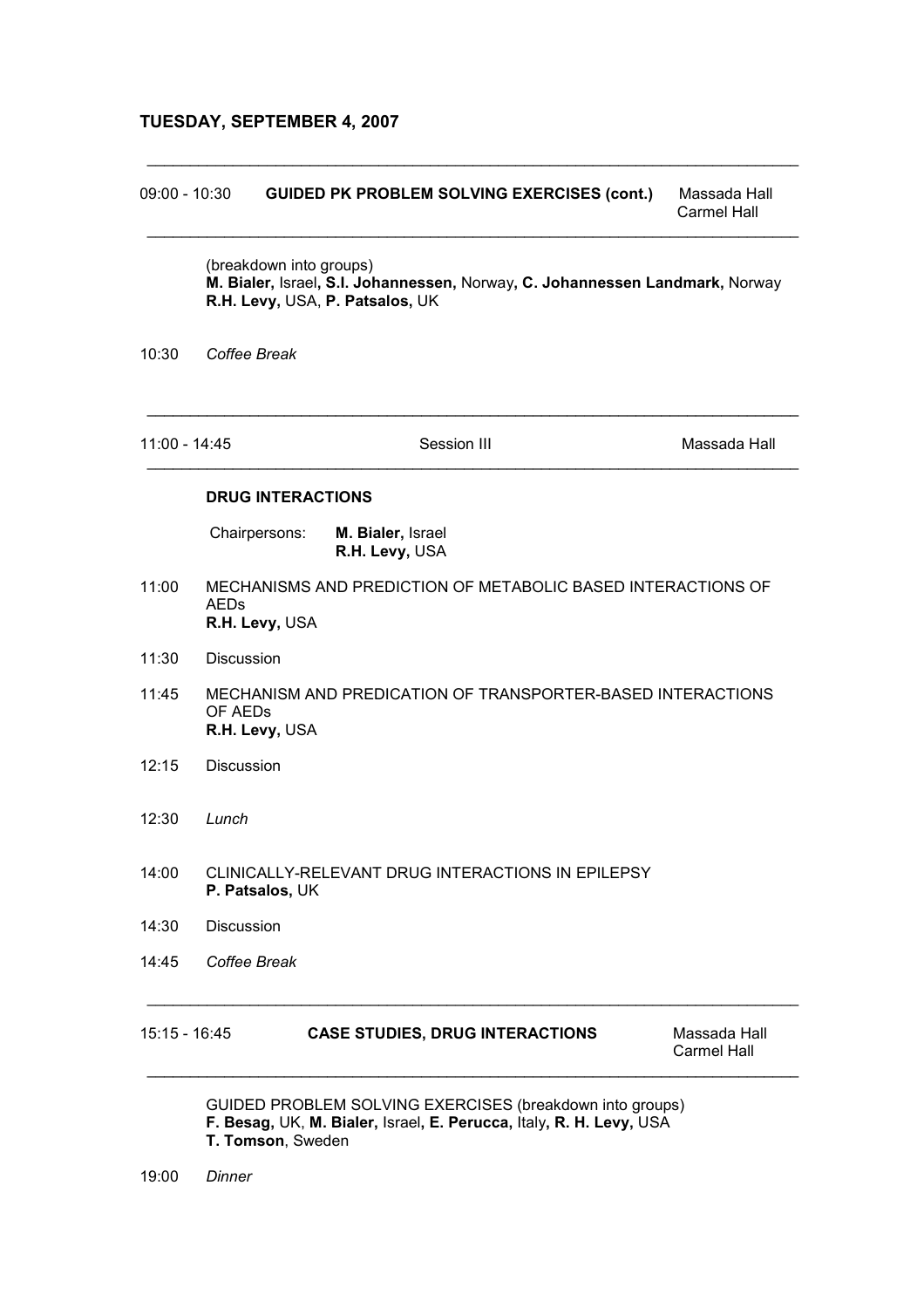## TUESDAY, SEPTEMBER 4, 2007

---

09:00 - 10:30 **GUIDED PK PROBLEM SOLVING EXERCISES (cont.)** Massada Hall / Carmel Hall

---

(breakdown into groups)
**M. Bialer,** Israel**, S.I. Johannessen,** Norway**, C. Johannessen Landmark,** Norway
**R.H. Levy,** USA, **P. Patsalos,** UK

10:30 *Coffee Break*

---

11:00 - 14:45 Session III Massada Hall

---

**DRUG INTERACTIONS**

Chairpersons: **M. Bialer,** Israel
**R.H. Levy,** USA

11:00 MECHANISMS AND PREDICTION OF METABOLIC BASED INTERACTIONS OF AEDs
**R.H. Levy,** USA

11:30 Discussion

11:45 MECHANISM AND PREDICATION OF TRANSPORTER-BASED INTERACTIONS OF AEDs
**R.H. Levy,** USA

12:15 Discussion

12:30 *Lunch*

14:00 CLINICALLY-RELEVANT DRUG INTERACTIONS IN EPILEPSY
**P. Patsalos,** UK

14:30 Discussion

14:45 *Coffee Break*

---

15:15 - 16:45 **CASE STUDIES, DRUG INTERACTIONS** Massada Hall / Carmel Hall

---

GUIDED PROBLEM SOLVING EXERCISES (breakdown into groups)
**F. Besag,** UK, **M. Bialer,** Israel**, E. Perucca,** Italy**, R. H. Levy,** USA
**T. Tomson**, Sweden

19:00 *Dinner*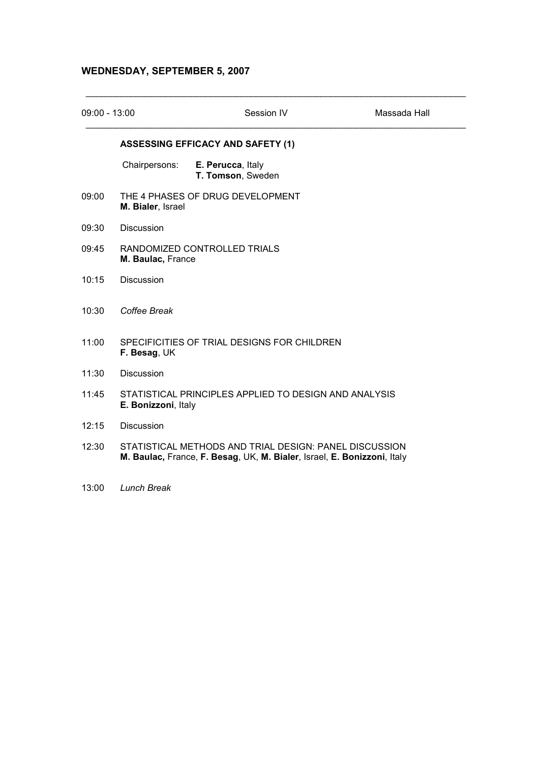## WEDNESDAY, SEPTEMBER 5, 2007

| 09:00 - 13:00 | Session IV | Massada Hall |
|---|---|---|

### ASSESSING EFFICACY AND SAFETY (1)

Chairpersons: **E. Perucca**, Italy
**T. Tomson**, Sweden

09:00 THE 4 PHASES OF DRUG DEVELOPMENT
**M. Bialer**, Israel

09:30 Discussion

09:45 RANDOMIZED CONTROLLED TRIALS
**M. Baulac,** France

10:15 Discussion

10:30 *Coffee Break*

11:00 SPECIFICITIES OF TRIAL DESIGNS FOR CHILDREN
**F. Besag**, UK

11:30 Discussion

11:45 STATISTICAL PRINCIPLES APPLIED TO DESIGN AND ANALYSIS
**E. Bonizzoni**, Italy

12:15 Discussion

12:30 STATISTICAL METHODS AND TRIAL DESIGN: PANEL DISCUSSION
**M. Baulac,** France, **F. Besag**, UK, **M. Bialer**, Israel, **E. Bonizzoni**, Italy

13:00 *Lunch Break*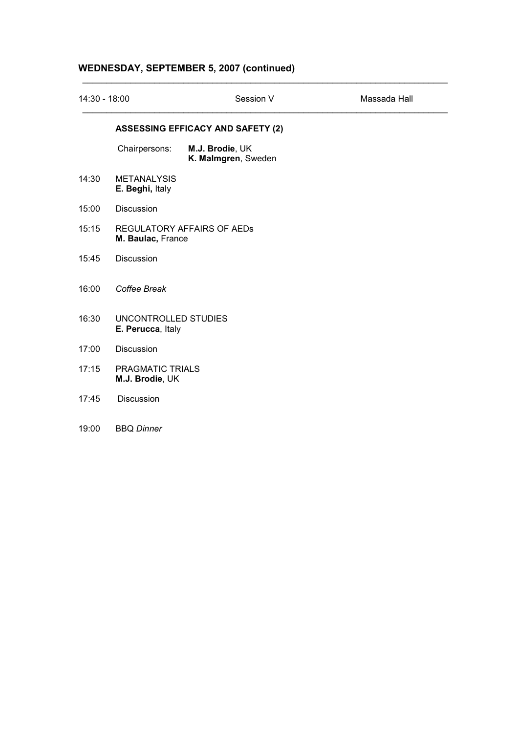## WEDNESDAY, SEPTEMBER 5, 2007 (continued)

| 14:30 - 18:00 | Session V | Massada Hall |
|---|---|---|

### ASSESSING EFFICACY AND SAFETY (2)

Chairpersons: **M.J. Brodie**, UK
**K. Malmgren**, Sweden

14:30 METANALYSIS
**E. Beghi,** Italy

15:00 Discussion

15:15 REGULATORY AFFAIRS OF AEDs
**M. Baulac,** France

15:45 Discussion

16:00 *Coffee Break*

16:30 UNCONTROLLED STUDIES
**E. Perucca**, Italy

17:00 Discussion

17:15 PRAGMATIC TRIALS
**M.J. Brodie**, UK

17:45 Discussion

19:00 BBQ *Dinner*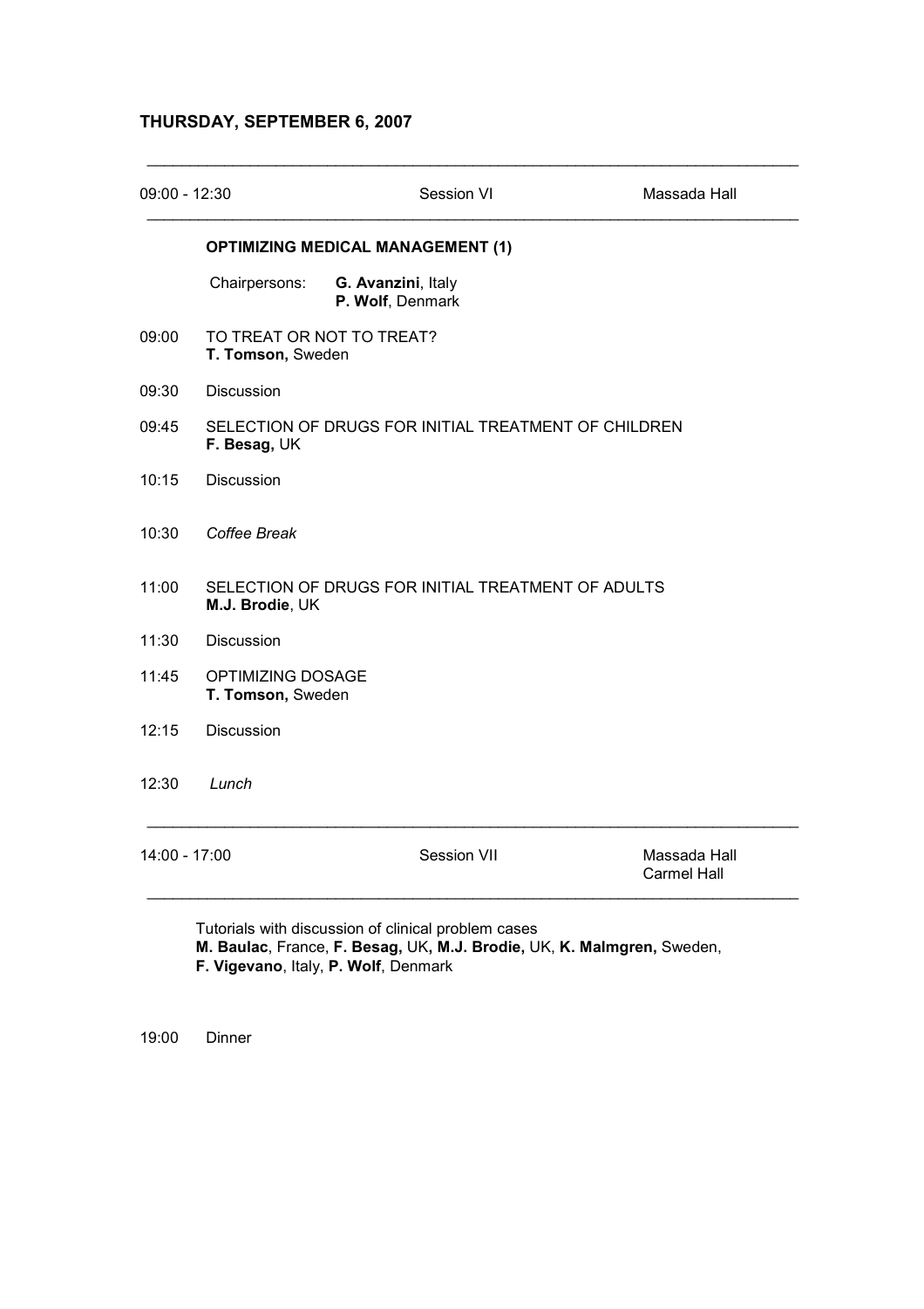## THURSDAY, SEPTEMBER 6, 2007

---

09:00 - 12:30 | Session VI | Massada Hall

---

**OPTIMIZING MEDICAL MANAGEMENT (1)**

Chairpersons: **G. Avanzini**, Italy
**P. Wolf**, Denmark

09:00 TO TREAT OR NOT TO TREAT?
**T. Tomson,** Sweden

09:30 Discussion

09:45 SELECTION OF DRUGS FOR INITIAL TREATMENT OF CHILDREN
**F. Besag,** UK

10:15 Discussion

10:30 *Coffee Break*

11:00 SELECTION OF DRUGS FOR INITIAL TREATMENT OF ADULTS
**M.J. Brodie**, UK

11:30 Discussion

11:45 OPTIMIZING DOSAGE
**T. Tomson,** Sweden

12:15 Discussion

12:30 *Lunch*

---

14:00 - 17:00 | Session VII | Massada Hall
Carmel Hall

---

Tutorials with discussion of clinical problem cases
**M. Baulac**, France, **F. Besag,** UK**, M.J. Brodie,** UK, **K. Malmgren,** Sweden,
**F. Vigevano**, Italy, **P. Wolf**, Denmark

19:00 Dinner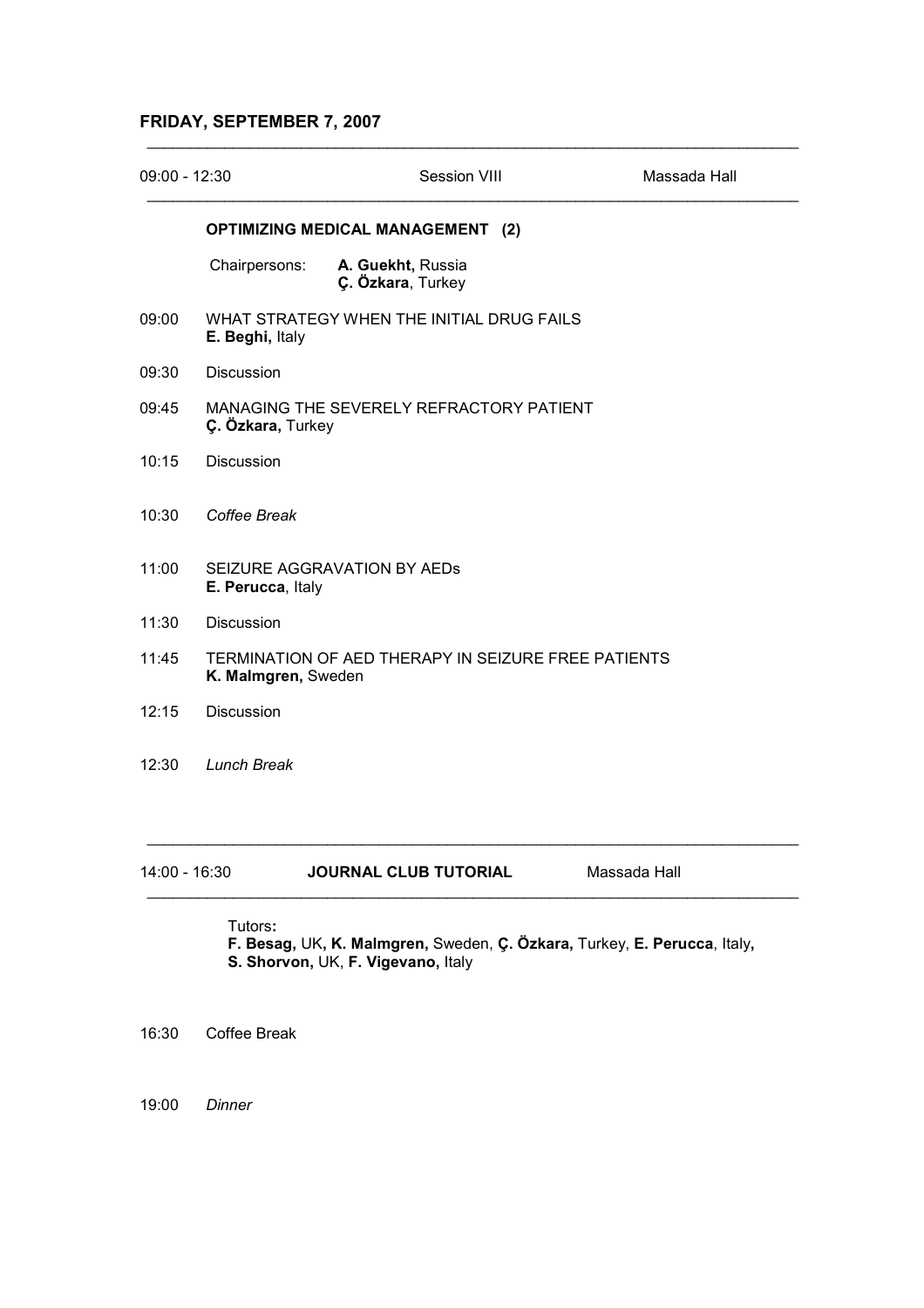## FRIDAY, SEPTEMBER 7, 2007

09:00 - 12:30 Session VIII Massada Hall

**OPTIMIZING MEDICAL MANAGEMENT (2)**

Chairpersons: **A. Guekht,** Russia
**Ç. Özkara**, Turkey

| | |
|---|---|
| 09:00 | WHAT STRATEGY WHEN THE INITIAL DRUG FAILS<br>**E. Beghi,** Italy |
| 09:30 | Discussion |
| 09:45 | MANAGING THE SEVERELY REFRACTORY PATIENT<br>**Ç. Özkara,** Turkey |
| 10:15 | Discussion |
| 10:30 | *Coffee Break* |
| 11:00 | SEIZURE AGGRAVATION BY AEDs<br>**E. Perucca**, Italy |
| 11:30 | Discussion |
| 11:45 | TERMINATION OF AED THERAPY IN SEIZURE FREE PATIENTS<br>**K. Malmgren,** Sweden |
| 12:15 | Discussion |
| 12:30 | *Lunch Break* |

14:00 - 16:30 **JOURNAL CLUB TUTORIAL** Massada Hall

Tutors**:**
**F. Besag,** UK**, K. Malmgren,** Sweden, **Ç. Özkara,** Turkey, **E. Perucca**, Italy**,**
**S. Shorvon,** UK, **F. Vigevano,** Italy

16:30 Coffee Break

19:00 *Dinner*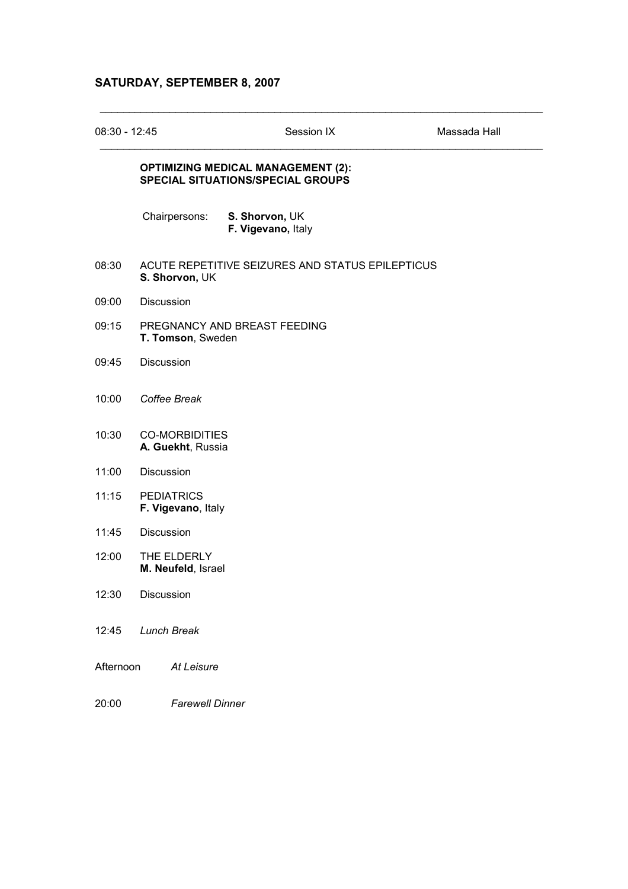## SATURDAY, SEPTEMBER 8, 2007

08:30 - 12:45 Session IX Massada Hall

**OPTIMIZING MEDICAL MANAGEMENT (2):**
**SPECIAL SITUATIONS/SPECIAL GROUPS**

Chairpersons: **S. Shorvon,** UK
**F. Vigevano,** Italy

08:30 ACUTE REPETITIVE SEIZURES AND STATUS EPILEPTICUS
**S. Shorvon,** UK

09:00 Discussion

09:15 PREGNANCY AND BREAST FEEDING
**T. Tomson**, Sweden

09:45 Discussion

10:00 *Coffee Break*

10:30 CO-MORBIDITIES
**A. Guekht**, Russia

11:00 Discussion

11:15 PEDIATRICS
**F. Vigevano**, Italy

11:45 Discussion

12:00 THE ELDERLY
**M. Neufeld**, Israel

12:30 Discussion

12:45 *Lunch Break*

Afternoon *At Leisure*

20:00 *Farewell Dinner*